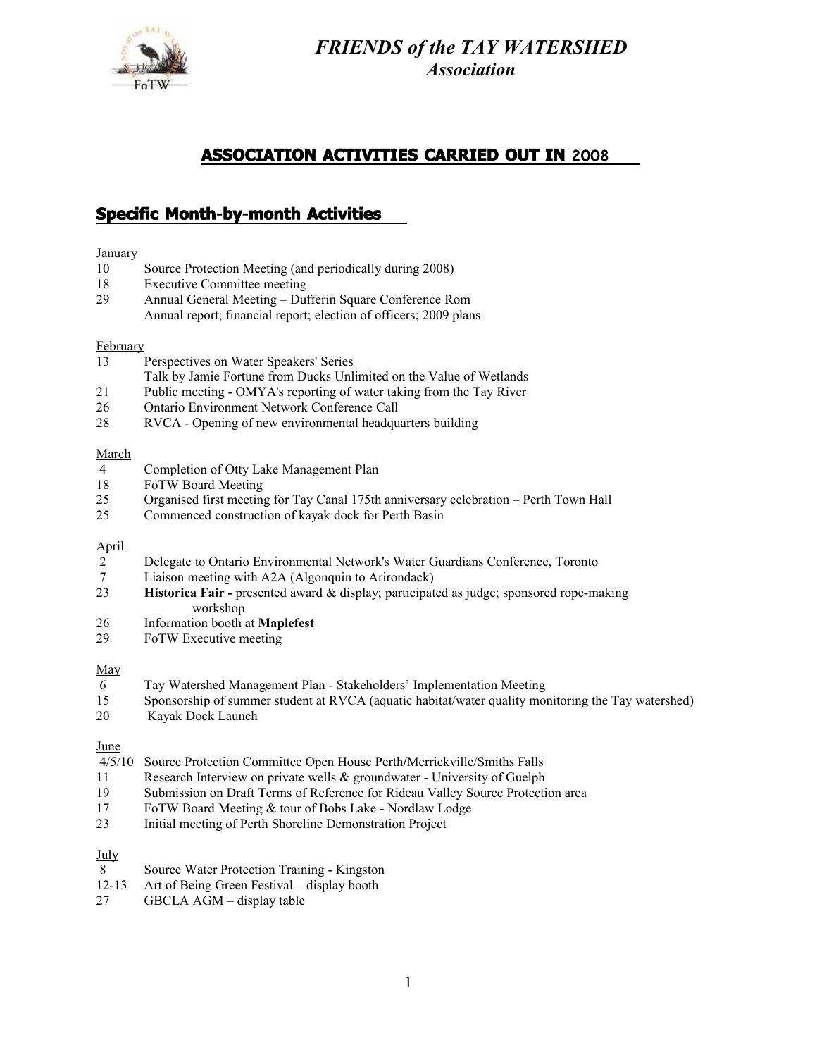# *FRIENDS of the TAY WATERSHED*
## *Association*

## ASSOCIATION ACTIVITIES CARRIED OUT IN 2008

### Specific Month-by-month Activities

January

- 10 Source Protection Meeting (and periodically during 2008)
- 18 Executive Committee meeting
- 29 Annual General Meeting – Dufferin Square Conference Rom
  Annual report; financial report; election of officers; 2009 plans

February

- 13 Perspectives on Water Speakers' Series
  Talk by Jamie Fortune from Ducks Unlimited on the Value of Wetlands
- 21 Public meeting - OMYA's reporting of water taking from the Tay River
- 26 Ontario Environment Network Conference Call
- 28 RVCA - Opening of new environmental headquarters building

March

- 4 Completion of Otty Lake Management Plan
- 18 FoTW Board Meeting
- 25 Organised first meeting for Tay Canal 175th anniversary celebration – Perth Town Hall
- 25 Commenced construction of kayak dock for Perth Basin

April

- 2 Delegate to Ontario Environmental Network's Water Guardians Conference, Toronto
- 7 Liaison meeting with A2A (Algonquin to Arirondack)
- 23 **Historica Fair -** presented award & display; participated as judge; sponsored rope-making workshop
- 26 Information booth at **Maplefest**
- 29 FoTW Executive meeting

May

- 6 Tay Watershed Management Plan - Stakeholders' Implementation Meeting
- 15 Sponsorship of summer student at RVCA (aquatic habitat/water quality monitoring the Tay watershed)
- 20 Kayak Dock Launch

June

- 4/5/10 Source Protection Committee Open House Perth/Merrickville/Smiths Falls
- 11 Research Interview on private wells & groundwater - University of Guelph
- 19 Submission on Draft Terms of Reference for Rideau Valley Source Protection area
- 17 FoTW Board Meeting & tour of Bobs Lake - Nordlaw Lodge
- 23 Initial meeting of Perth Shoreline Demonstration Project

July

- 8 Source Water Protection Training - Kingston
- 12-13 Art of Being Green Festival – display booth
- 27 GBCLA AGM – display table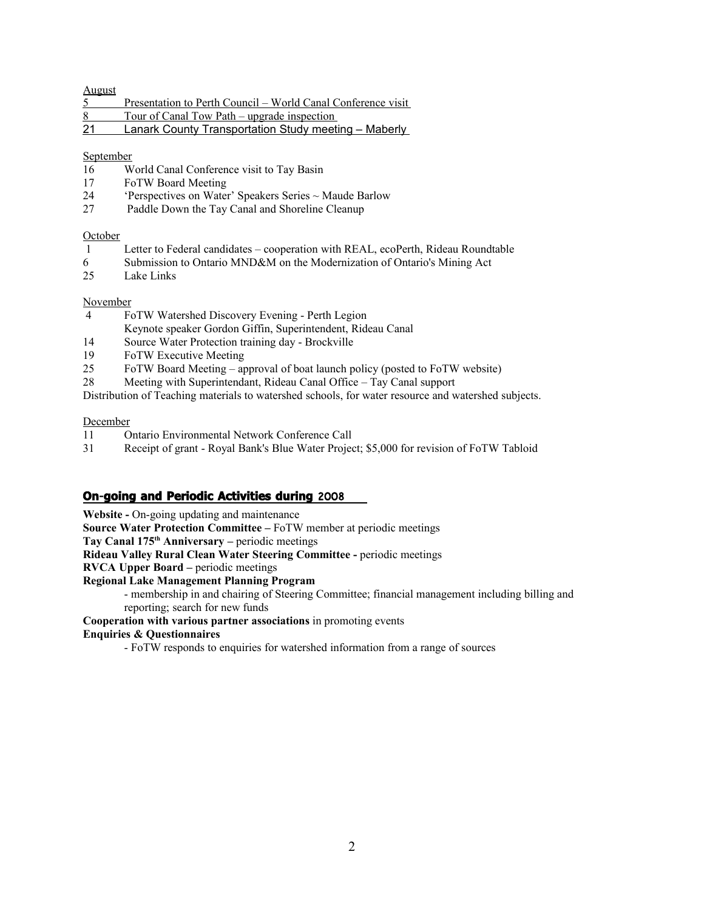August

5 Presentation to Perth Council – World Canal Conference visit
8 Tour of Canal Tow Path – upgrade inspection
21 Lanark County Transportation Study meeting – Maberly

September

16 World Canal Conference visit to Tay Basin
17 FoTW Board Meeting
24 'Perspectives on Water' Speakers Series ~ Maude Barlow
27 Paddle Down the Tay Canal and Shoreline Cleanup

October

1 Letter to Federal candidates – cooperation with REAL, ecoPerth, Rideau Roundtable
6 Submission to Ontario MND&M on the Modernization of Ontario's Mining Act
25 Lake Links

November

4 FoTW Watershed Discovery Evening - Perth Legion
Keynote speaker Gordon Giffin, Superintendent, Rideau Canal
14 Source Water Protection training day - Brockville
19 FoTW Executive Meeting
25 FoTW Board Meeting – approval of boat launch policy (posted to FoTW website)
28 Meeting with Superintendant, Rideau Canal Office – Tay Canal support

Distribution of Teaching materials to watershed schools, for water resource and watershed subjects.

December

11 Ontario Environmental Network Conference Call
31 Receipt of grant - Royal Bank's Blue Water Project; $5,000 for revision of FoTW Tabloid

## On-going and Periodic Activities during 2008

**Website -** On-going updating and maintenance
**Source Water Protection Committee –** FoTW member at periodic meetings
**Tay Canal 175th Anniversary –** periodic meetings
**Rideau Valley Rural Clean Water Steering Committee -** periodic meetings
**RVCA Upper Board –** periodic meetings
**Regional Lake Management Planning Program**

- membership in and chairing of Steering Committee; financial management including billing and reporting; search for new funds

**Cooperation with various partner associations** in promoting events
**Enquiries & Questionnaires**

- FoTW responds to enquiries for watershed information from a range of sources